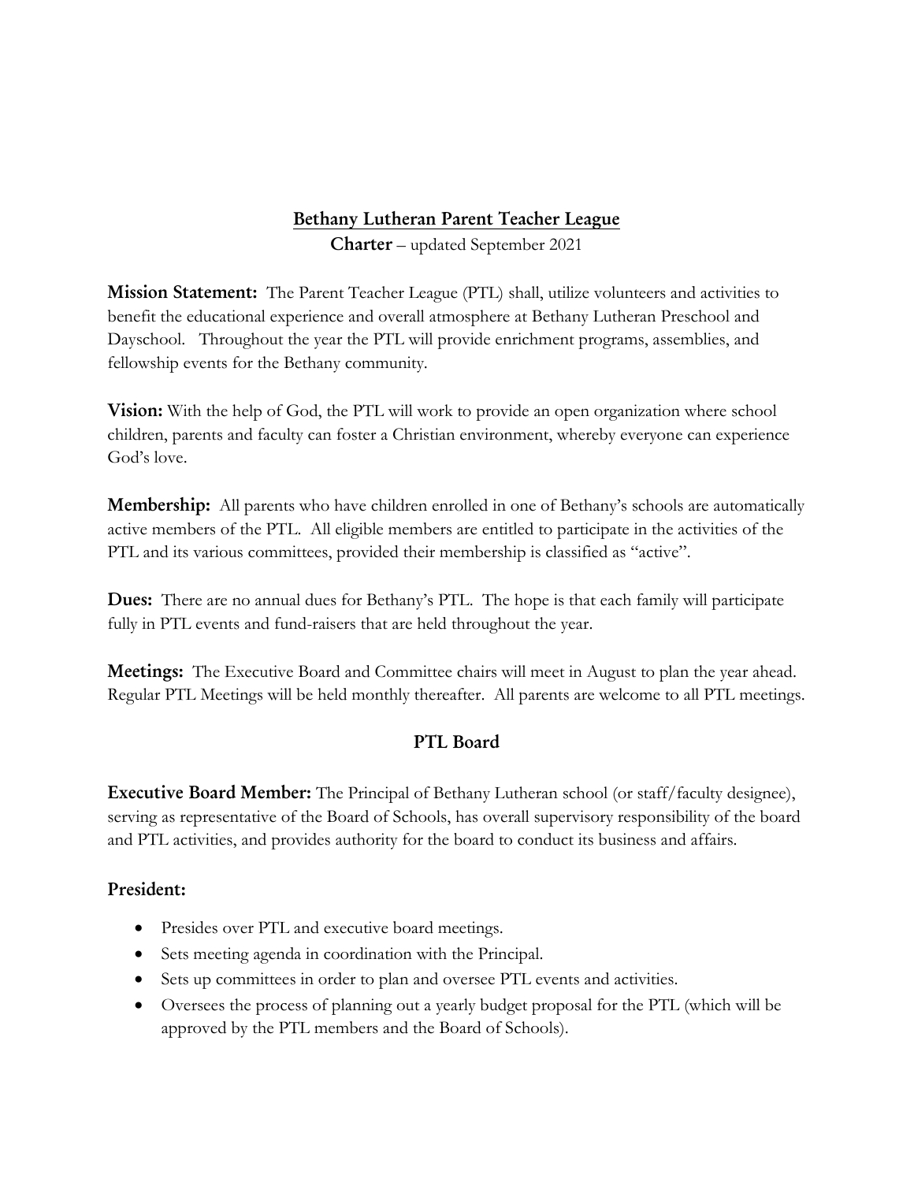# Bethany Lutheran Parent Teacher League

**Charter** – updated September 2021

**Mission Statement:** The Parent Teacher League (PTL) shall, utilize volunteers and activities to benefit the educational experience and overall atmosphere at Bethany Lutheran Preschool and Dayschool. Throughout the year the PTL will provide enrichment programs, assemblies, and fellowship events for the Bethany community.

**Vision:** With the help of God, the PTL will work to provide an open organization where school children, parents and faculty can foster a Christian environment, whereby everyone can experience God's love.

**Membership:** All parents who have children enrolled in one of Bethany's schools are automatically active members of the PTL. All eligible members are entitled to participate in the activities of the PTL and its various committees, provided their membership is classified as "active".

**Dues:** There are no annual dues for Bethany's PTL. The hope is that each family will participate fully in PTL events and fund-raisers that are held throughout the year.

**Meetings:** The Executive Board and Committee chairs will meet in August to plan the year ahead. Regular PTL Meetings will be held monthly thereafter. All parents are welcome to all PTL meetings.

## PTL Board

**Executive Board Member:** The Principal of Bethany Lutheran school (or staff/faculty designee), serving as representative of the Board of Schools, has overall supervisory responsibility of the board and PTL activities, and provides authority for the board to conduct its business and affairs.

### President:

- Presides over PTL and executive board meetings.
- Sets meeting agenda in coordination with the Principal.
- Sets up committees in order to plan and oversee PTL events and activities.
- Oversees the process of planning out a yearly budget proposal for the PTL (which will be approved by the PTL members and the Board of Schools).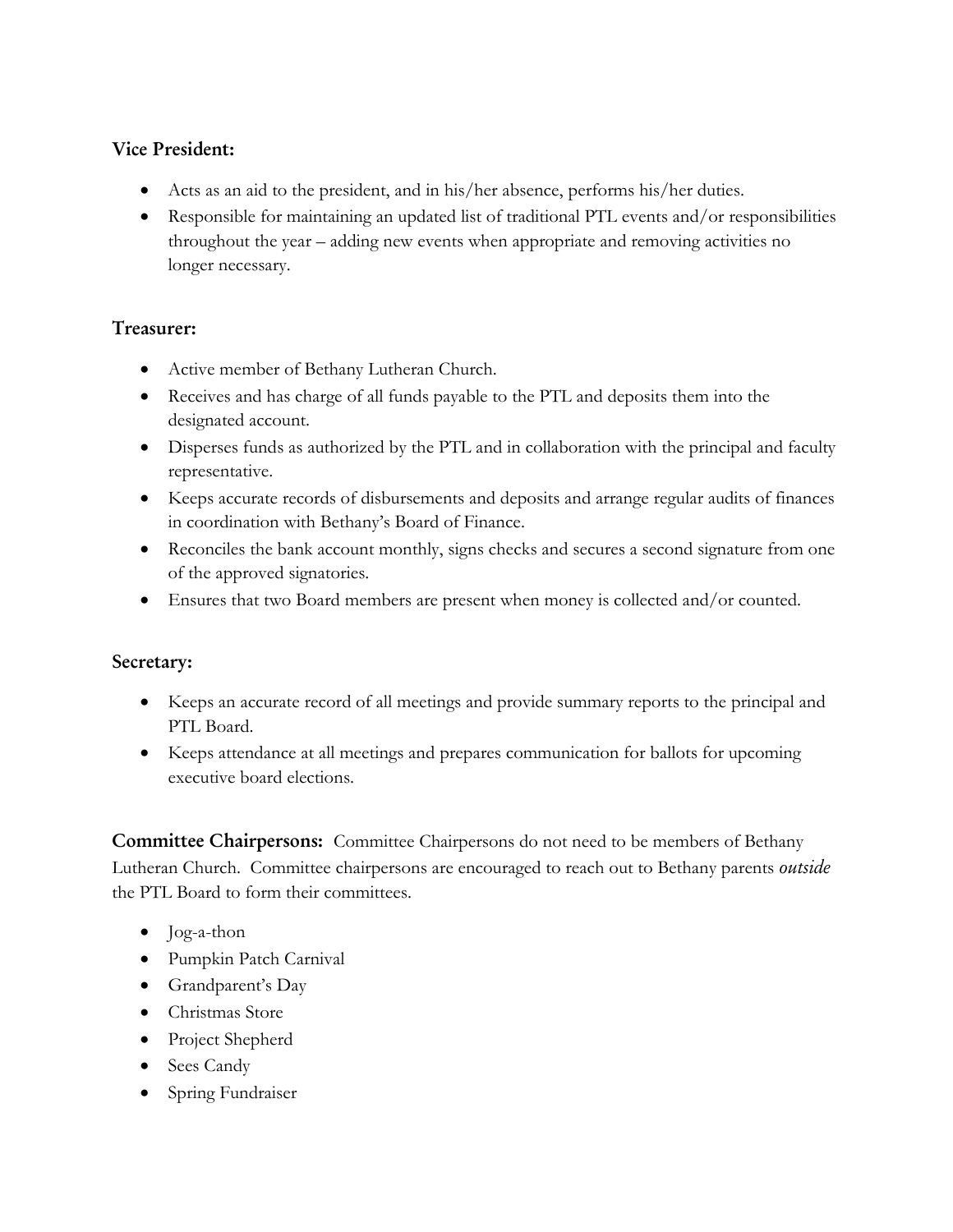### Vice President:

- Acts as an aid to the president, and in his/her absence, performs his/her duties.
- Responsible for maintaining an updated list of traditional PTL events and/or responsibilities throughout the year – adding new events when appropriate and removing activities no longer necessary.

### Treasurer:

- Active member of Bethany Lutheran Church.
- Receives and has charge of all funds payable to the PTL and deposits them into the designated account.
- Disperses funds as authorized by the PTL and in collaboration with the principal and faculty representative.
- Keeps accurate records of disbursements and deposits and arrange regular audits of finances in coordination with Bethany's Board of Finance.
- Reconciles the bank account monthly, signs checks and secures a second signature from one of the approved signatories.
- Ensures that two Board members are present when money is collected and/or counted.

### Secretary:

- Keeps an accurate record of all meetings and provide summary reports to the principal and PTL Board.
- Keeps attendance at all meetings and prepares communication for ballots for upcoming executive board elections.

**Committee Chairpersons:** Committee Chairpersons do not need to be members of Bethany Lutheran Church. Committee chairpersons are encouraged to reach out to Bethany parents *outside* the PTL Board to form their committees.

- Jog-a-thon
- Pumpkin Patch Carnival
- Grandparent's Day
- Christmas Store
- Project Shepherd
- Sees Candy
- Spring Fundraiser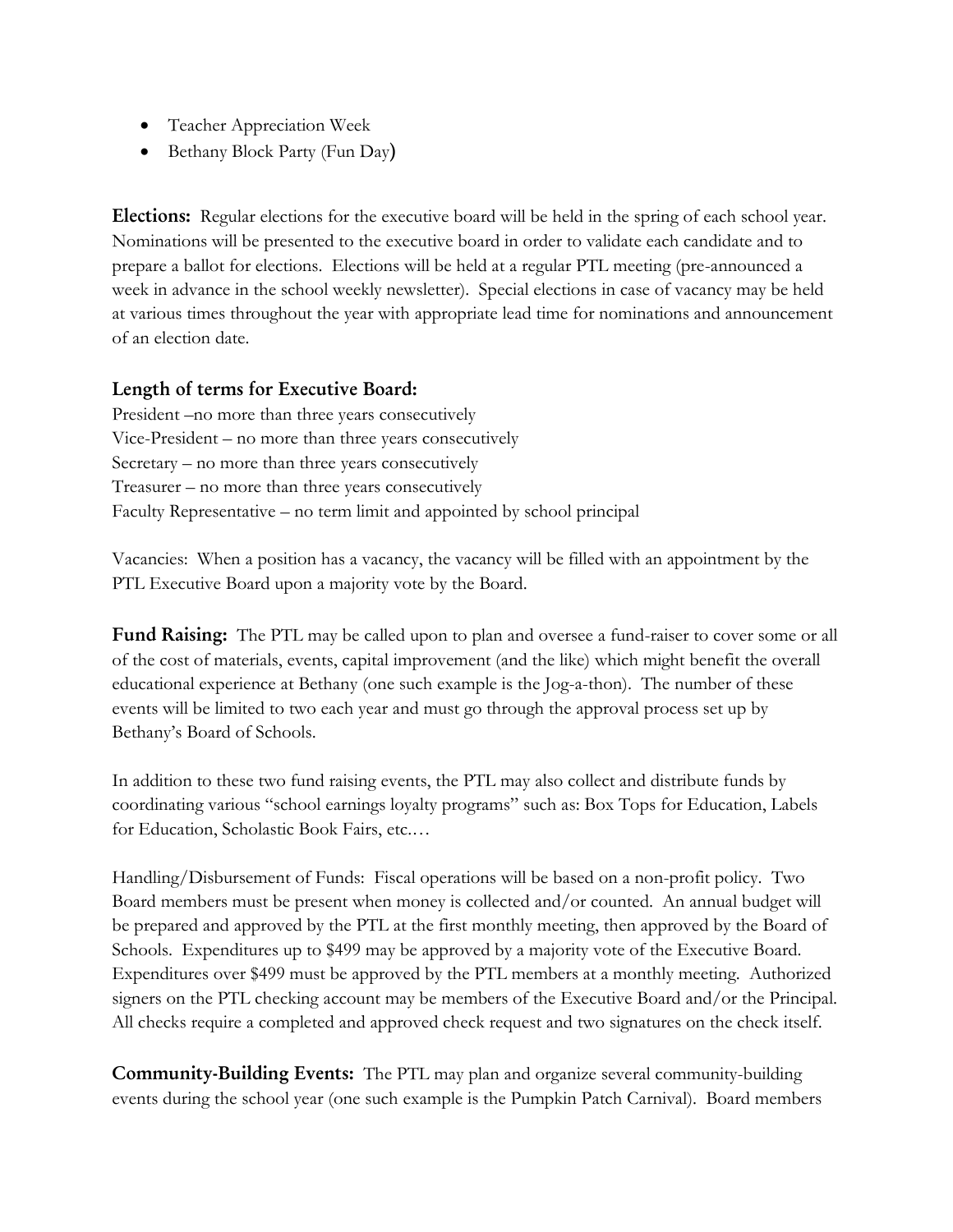- Teacher Appreciation Week
- Bethany Block Party (Fun Day)

**Elections:** Regular elections for the executive board will be held in the spring of each school year. Nominations will be presented to the executive board in order to validate each candidate and to prepare a ballot for elections. Elections will be held at a regular PTL meeting (pre-announced a week in advance in the school weekly newsletter). Special elections in case of vacancy may be held at various times throughout the year with appropriate lead time for nominations and announcement of an election date.

## Length of terms for Executive Board:

President –no more than three years consecutively
Vice-President – no more than three years consecutively
Secretary – no more than three years consecutively
Treasurer – no more than three years consecutively
Faculty Representative – no term limit and appointed by school principal

Vacancies: When a position has a vacancy, the vacancy will be filled with an appointment by the PTL Executive Board upon a majority vote by the Board.

**Fund Raising:** The PTL may be called upon to plan and oversee a fund-raiser to cover some or all of the cost of materials, events, capital improvement (and the like) which might benefit the overall educational experience at Bethany (one such example is the Jog-a-thon). The number of these events will be limited to two each year and must go through the approval process set up by Bethany's Board of Schools.

In addition to these two fund raising events, the PTL may also collect and distribute funds by coordinating various "school earnings loyalty programs" such as: Box Tops for Education, Labels for Education, Scholastic Book Fairs, etc.…

Handling/Disbursement of Funds: Fiscal operations will be based on a non-profit policy. Two Board members must be present when money is collected and/or counted. An annual budget will be prepared and approved by the PTL at the first monthly meeting, then approved by the Board of Schools. Expenditures up to $499 may be approved by a majority vote of the Executive Board. Expenditures over $499 must be approved by the PTL members at a monthly meeting. Authorized signers on the PTL checking account may be members of the Executive Board and/or the Principal. All checks require a completed and approved check request and two signatures on the check itself.

**Community-Building Events:** The PTL may plan and organize several community-building events during the school year (one such example is the Pumpkin Patch Carnival). Board members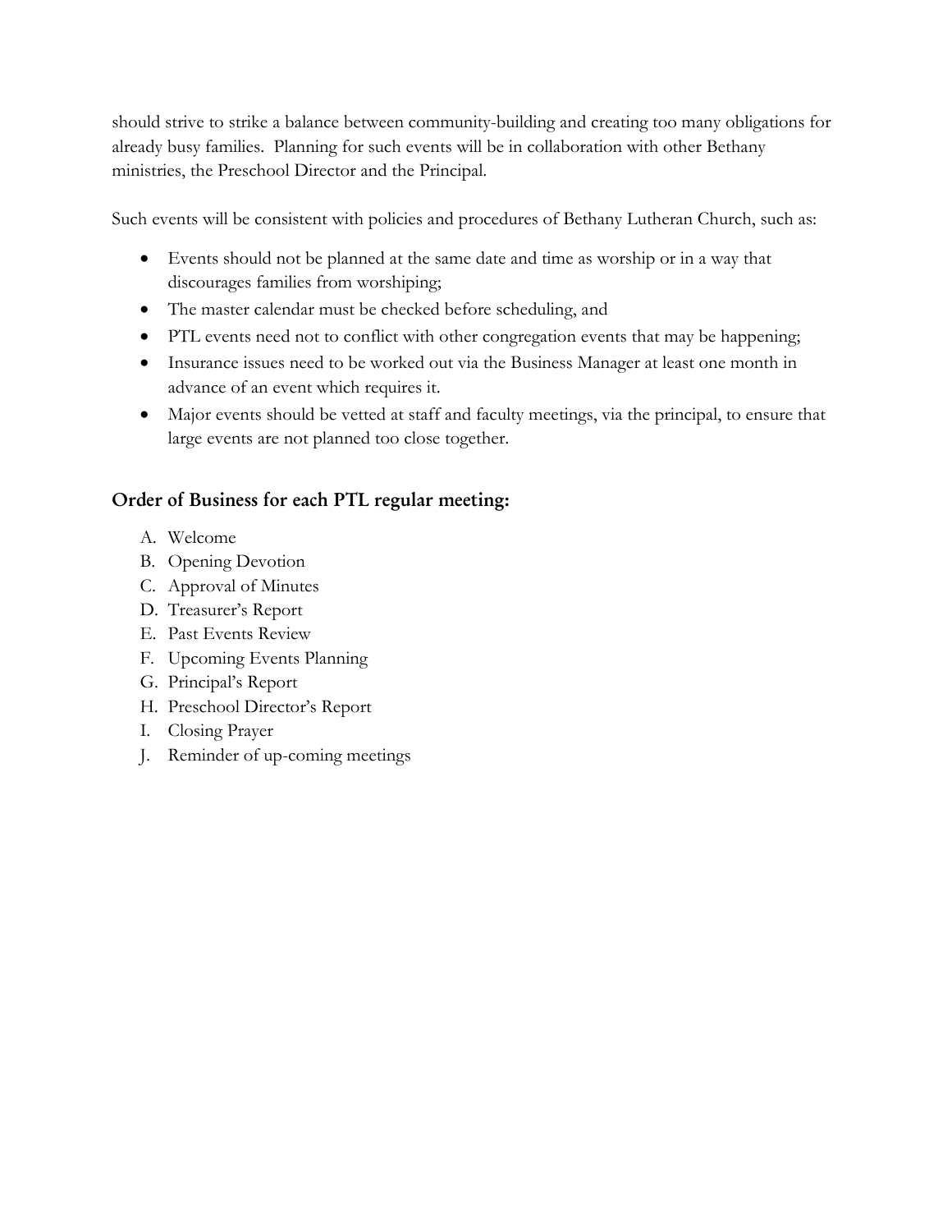should strive to strike a balance between community-building and creating too many obligations for already busy families.  Planning for such events will be in collaboration with other Bethany ministries, the Preschool Director and the Principal.

Such events will be consistent with policies and procedures of Bethany Lutheran Church, such as:

- Events should not be planned at the same date and time as worship or in a way that discourages families from worshiping;
- The master calendar must be checked before scheduling, and
- PTL events need not to conflict with other congregation events that may be happening;
- Insurance issues need to be worked out via the Business Manager at least one month in advance of an event which requires it.
- Major events should be vetted at staff and faculty meetings, via the principal, to ensure that large events are not planned too close together.

## Order of Business for each PTL regular meeting:

A. Welcome
B. Opening Devotion
C. Approval of Minutes
D. Treasurer's Report
E. Past Events Review
F. Upcoming Events Planning
G. Principal's Report
H. Preschool Director's Report
I. Closing Prayer
J. Reminder of up-coming meetings